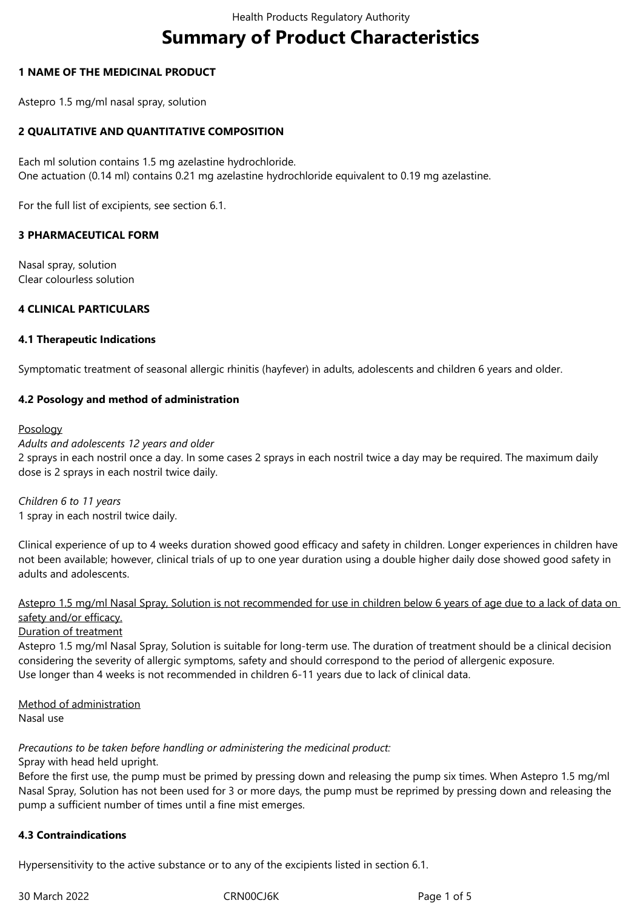# Summary of Product Characteristics

## 1 NAME OF THE MEDICINAL PRODUCT

Astepro 1.5 mg/ml nasal spray, solution

## 2 QUALITATIVE AND QUANTITATIVE COMPOSITION

Each ml solution contains 1.5 mg azelastine hydrochloride.
One actuation (0.14 ml) contains 0.21 mg azelastine hydrochloride equivalent to 0.19 mg azelastine.

For the full list of excipients, see section 6.1.

## 3 PHARMACEUTICAL FORM

Nasal spray, solution
Clear colourless solution

## 4 CLINICAL PARTICULARS

### 4.1 Therapeutic Indications

Symptomatic treatment of seasonal allergic rhinitis (hayfever) in adults, adolescents and children 6 years and older.

### 4.2 Posology and method of administration

Posology

*Adults and adolescents 12 years and older*
2 sprays in each nostril once a day. In some cases 2 sprays in each nostril twice a day may be required. The maximum daily dose is 2 sprays in each nostril twice daily.

*Children 6 to 11 years*
1 spray in each nostril twice daily.

Clinical experience of up to 4 weeks duration showed good efficacy and safety in children. Longer experiences in children have not been available; however, clinical trials of up to one year duration using a double higher daily dose showed good safety in adults and adolescents.

Astepro 1.5 mg/ml Nasal Spray, Solution is not recommended for use in children below 6 years of age due to a lack of data on safety and/or efficacy.

Duration of treatment

Astepro 1.5 mg/ml Nasal Spray, Solution is suitable for long-term use. The duration of treatment should be a clinical decision considering the severity of allergic symptoms, safety and should correspond to the period of allergenic exposure.
Use longer than 4 weeks is not recommended in children 6-11 years due to lack of clinical data.

Method of administration

Nasal use

*Precautions to be taken before handling or administering the medicinal product:*
Spray with head held upright.
Before the first use, the pump must be primed by pressing down and releasing the pump six times. When Astepro 1.5 mg/ml Nasal Spray, Solution has not been used for 3 or more days, the pump must be reprimed by pressing down and releasing the pump a sufficient number of times until a fine mist emerges.

### 4.3 Contraindications

Hypersensitivity to the active substance or to any of the excipients listed in section 6.1.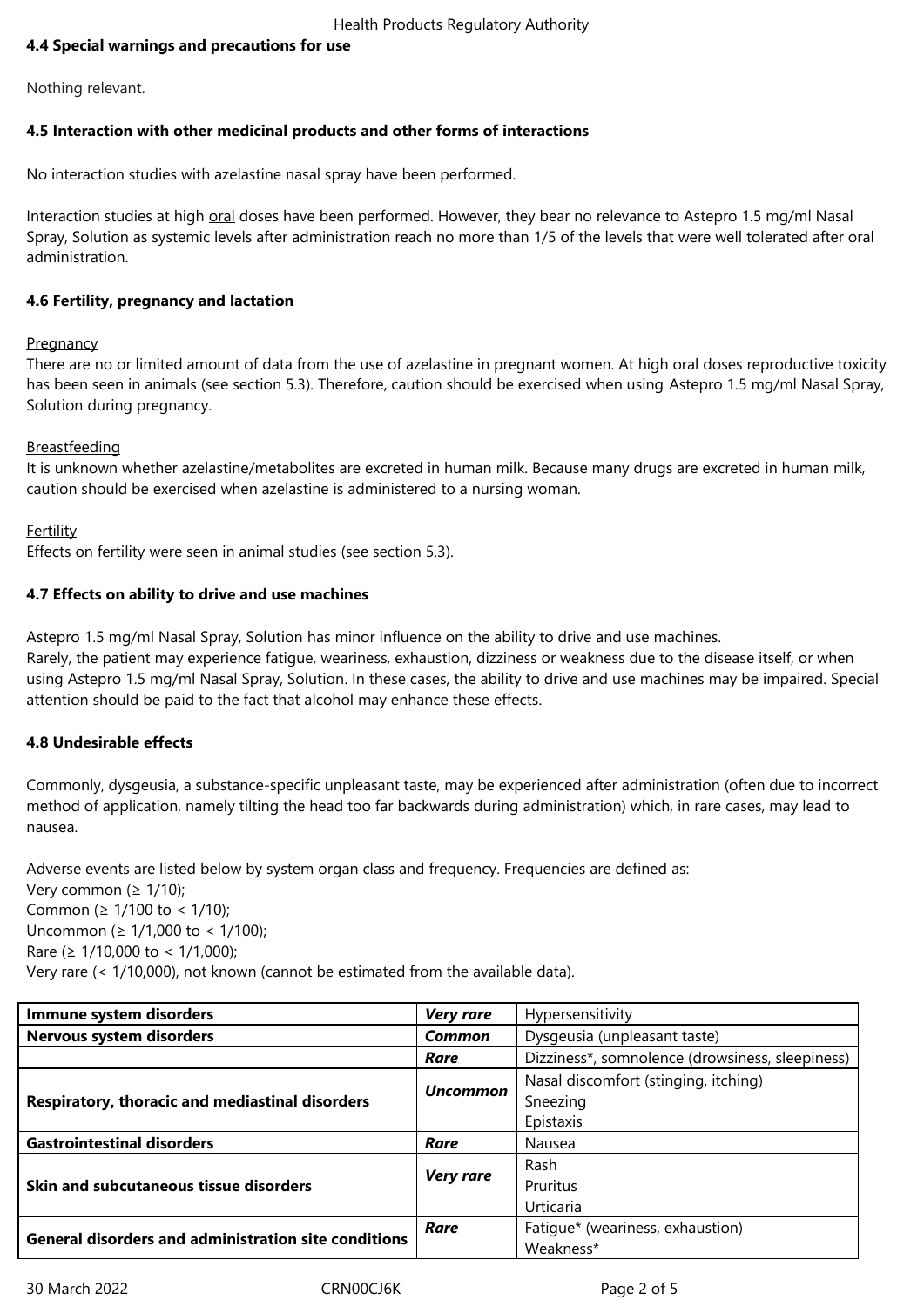#### 4.4 Special warnings and precautions for use

Nothing relevant.

#### 4.5 Interaction with other medicinal products and other forms of interactions

No interaction studies with azelastine nasal spray have been performed.

Interaction studies at high oral doses have been performed. However, they bear no relevance to Astepro 1.5 mg/ml Nasal Spray, Solution as systemic levels after administration reach no more than 1/5 of the levels that were well tolerated after oral administration.

#### 4.6 Fertility, pregnancy and lactation

Pregnancy
There are no or limited amount of data from the use of azelastine in pregnant women. At high oral doses reproductive toxicity has been seen in animals (see section 5.3). Therefore, caution should be exercised when using Astepro 1.5 mg/ml Nasal Spray, Solution during pregnancy.

Breastfeeding
It is unknown whether azelastine/metabolites are excreted in human milk. Because many drugs are excreted in human milk, caution should be exercised when azelastine is administered to a nursing woman.

Fertility
Effects on fertility were seen in animal studies (see section 5.3).

#### 4.7 Effects on ability to drive and use machines

Astepro 1.5 mg/ml Nasal Spray, Solution has minor influence on the ability to drive and use machines.
Rarely, the patient may experience fatigue, weariness, exhaustion, dizziness or weakness due to the disease itself, or when using Astepro 1.5 mg/ml Nasal Spray, Solution. In these cases, the ability to drive and use machines may be impaired. Special attention should be paid to the fact that alcohol may enhance these effects.

#### 4.8 Undesirable effects

Commonly, dysgeusia, a substance-specific unpleasant taste, may be experienced after administration (often due to incorrect method of application, namely tilting the head too far backwards during administration) which, in rare cases, may lead to nausea.

Adverse events are listed below by system organ class and frequency. Frequencies are defined as:
Very common (≥ 1/10);
Common (≥ 1/100 to < 1/10);
Uncommon (≥ 1/1,000 to < 1/100);
Rare (≥ 1/10,000 to < 1/1,000);
Very rare (< 1/10,000), not known (cannot be estimated from the available data).

| **Immune system disorders** | ***Very rare*** | Hypersensitivity |
|---|---|---|
| **Nervous system disorders** | ***Common*** | Dysgeusia (unpleasant taste) |
| | ***Rare*** | Dizziness*, somnolence (drowsiness, sleepiness) |
| **Respiratory, thoracic and mediastinal disorders** | ***Uncommon*** | Nasal discomfort (stinging, itching)<br>Sneezing<br>Epistaxis |
| **Gastrointestinal disorders** | ***Rare*** | Nausea |
| **Skin and subcutaneous tissue disorders** | ***Very rare*** | Rash<br>Pruritus<br>Urticaria |
| **General disorders and administration site conditions** | ***Rare*** | Fatigue* (weariness, exhaustion)<br>Weakness* |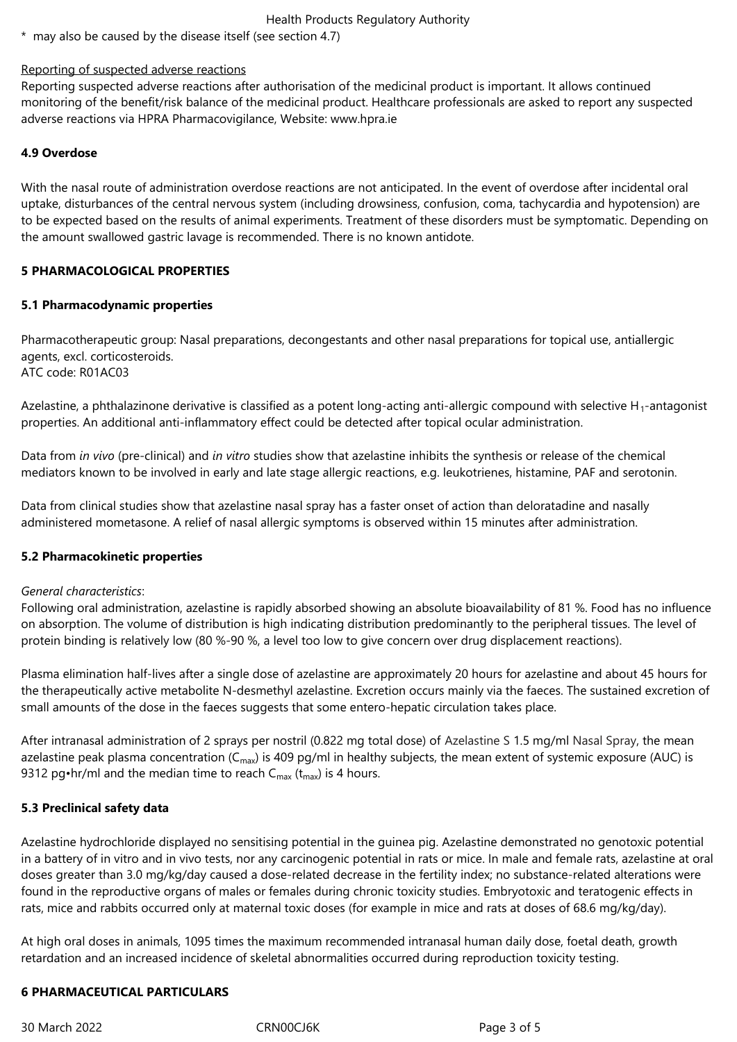\* may also be caused by the disease itself (see section 4.7)

Reporting of suspected adverse reactions

Reporting suspected adverse reactions after authorisation of the medicinal product is important. It allows continued monitoring of the benefit/risk balance of the medicinal product. Healthcare professionals are asked to report any suspected adverse reactions via HPRA Pharmacovigilance, Website: www.hpra.ie

### 4.9 Overdose

With the nasal route of administration overdose reactions are not anticipated. In the event of overdose after incidental oral uptake, disturbances of the central nervous system (including drowsiness, confusion, coma, tachycardia and hypotension) are to be expected based on the results of animal experiments. Treatment of these disorders must be symptomatic. Depending on the amount swallowed gastric lavage is recommended. There is no known antidote.

## 5 PHARMACOLOGICAL PROPERTIES

### 5.1 Pharmacodynamic properties

Pharmacotherapeutic group: Nasal preparations, decongestants and other nasal preparations for topical use, antiallergic agents, excl. corticosteroids.
ATC code: R01AC03

Azelastine, a phthalazinone derivative is classified as a potent long-acting anti-allergic compound with selective $H_1$-antagonist properties. An additional anti-inflammatory effect could be detected after topical ocular administration.

Data from *in vivo* (pre-clinical) and *in vitro* studies show that azelastine inhibits the synthesis or release of the chemical mediators known to be involved in early and late stage allergic reactions, e.g. leukotrienes, histamine, PAF and serotonin.

Data from clinical studies show that azelastine nasal spray has a faster onset of action than deloratadine and nasally administered mometasone. A relief of nasal allergic symptoms is observed within 15 minutes after administration.

### 5.2 Pharmacokinetic properties

*General characteristics*:
Following oral administration, azelastine is rapidly absorbed showing an absolute bioavailability of 81 %. Food has no influence on absorption. The volume of distribution is high indicating distribution predominantly to the peripheral tissues. The level of protein binding is relatively low (80 %-90 %, a level too low to give concern over drug displacement reactions).

Plasma elimination half-lives after a single dose of azelastine are approximately 20 hours for azelastine and about 45 hours for the therapeutically active metabolite N-desmethyl azelastine. Excretion occurs mainly via the faeces. The sustained excretion of small amounts of the dose in the faeces suggests that some entero-hepatic circulation takes place.

After intranasal administration of 2 sprays per nostril (0.822 mg total dose) of Azelastine S 1.5 mg/ml Nasal Spray, the mean azelastine peak plasma concentration ($C_{max}$) is 409 pg/ml in healthy subjects, the mean extent of systemic exposure (AUC) is 9312 pg•hr/ml and the median time to reach $C_{max}$ ($t_{max}$) is 4 hours.

### 5.3 Preclinical safety data

Azelastine hydrochloride displayed no sensitising potential in the guinea pig. Azelastine demonstrated no genotoxic potential in a battery of in vitro and in vivo tests, nor any carcinogenic potential in rats or mice. In male and female rats, azelastine at oral doses greater than 3.0 mg/kg/day caused a dose-related decrease in the fertility index; no substance-related alterations were found in the reproductive organs of males or females during chronic toxicity studies. Embryotoxic and teratogenic effects in rats, mice and rabbits occurred only at maternal toxic doses (for example in mice and rats at doses of 68.6 mg/kg/day).

At high oral doses in animals, 1095 times the maximum recommended intranasal human daily dose, foetal death, growth retardation and an increased incidence of skeletal abnormalities occurred during reproduction toxicity testing.

## 6 PHARMACEUTICAL PARTICULARS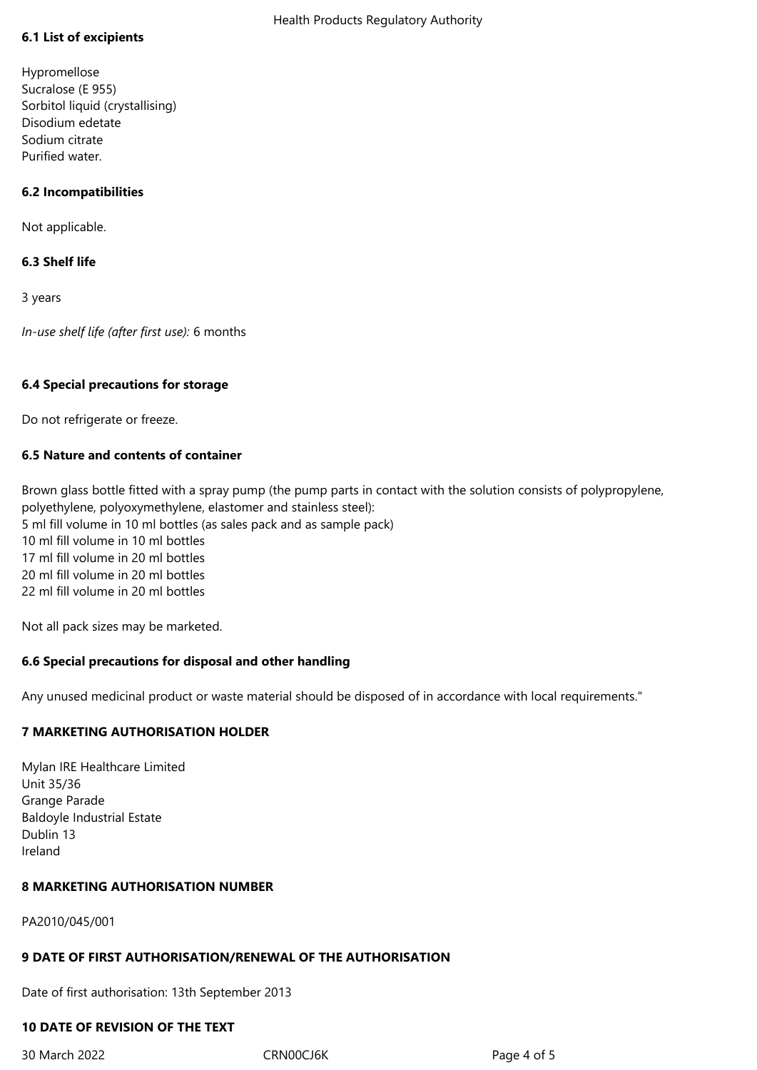### 6.1 List of excipients

Hypromellose
Sucralose (E 955)
Sorbitol liquid (crystallising)
Disodium edetate
Sodium citrate
Purified water.

### 6.2 Incompatibilities

Not applicable.

### 6.3 Shelf life

3 years

*In-use shelf life (after first use):* 6 months

### 6.4 Special precautions for storage

Do not refrigerate or freeze.

### 6.5 Nature and contents of container

Brown glass bottle fitted with a spray pump (the pump parts in contact with the solution consists of polypropylene, polyethylene, polyoxymethylene, elastomer and stainless steel):
5 ml fill volume in 10 ml bottles (as sales pack and as sample pack)
10 ml fill volume in 10 ml bottles
17 ml fill volume in 20 ml bottles
20 ml fill volume in 20 ml bottles
22 ml fill volume in 20 ml bottles

Not all pack sizes may be marketed.

### 6.6 Special precautions for disposal and other handling

Any unused medicinal product or waste material should be disposed of in accordance with local requirements."

## 7 MARKETING AUTHORISATION HOLDER

Mylan IRE Healthcare Limited
Unit 35/36
Grange Parade
Baldoyle Industrial Estate
Dublin 13
Ireland

## 8 MARKETING AUTHORISATION NUMBER

PA2010/045/001

## 9 DATE OF FIRST AUTHORISATION/RENEWAL OF THE AUTHORISATION

Date of first authorisation: 13th September 2013

## 10 DATE OF REVISION OF THE TEXT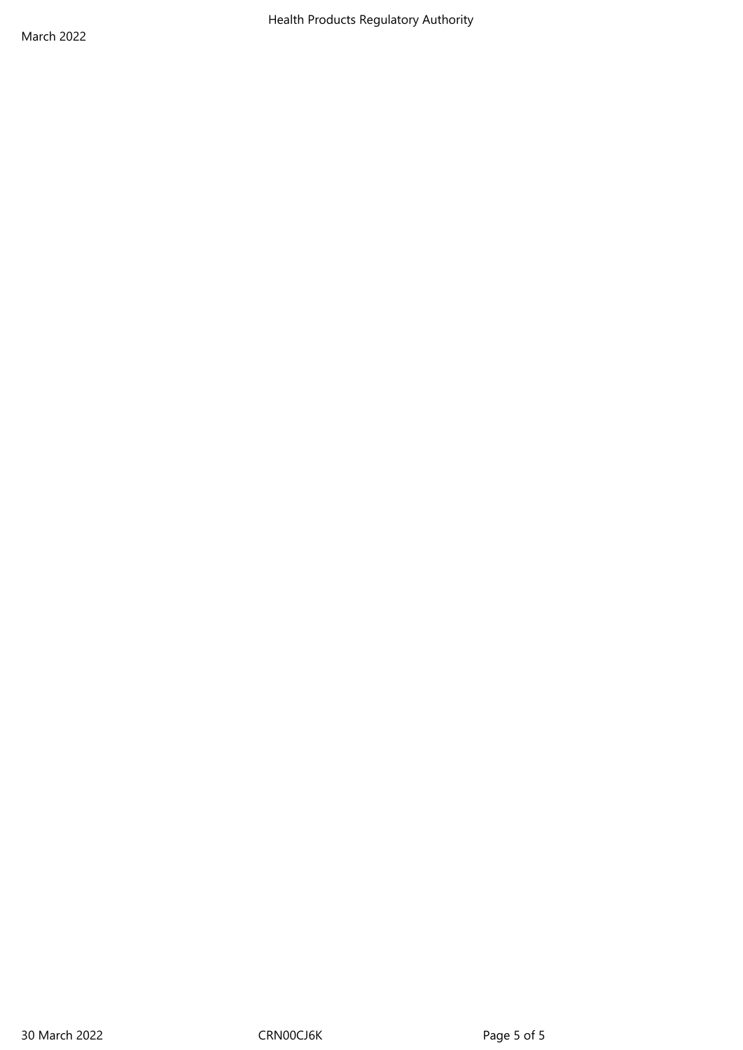March 2022